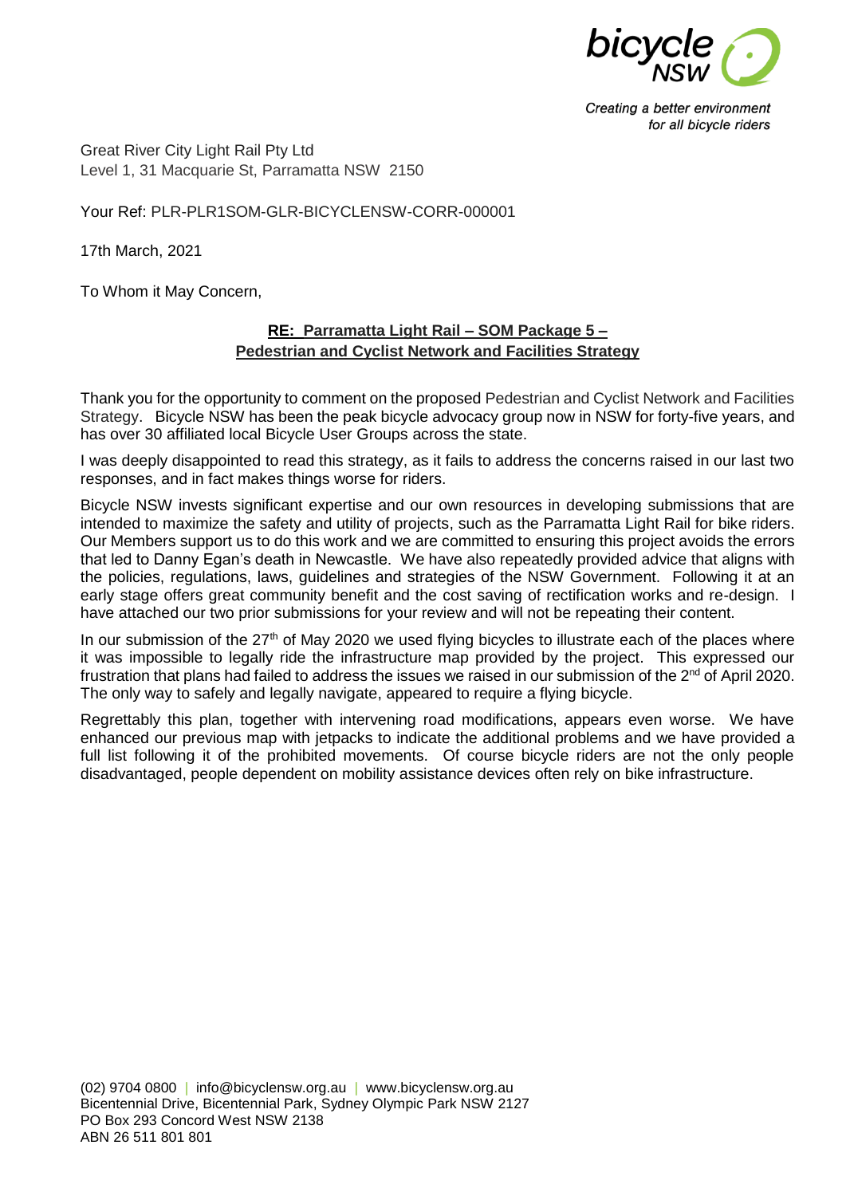bicycle NSW

*Creating a better environment for all bicycle riders*

Great River City Light Rail Pty Ltd
Level 1, 31 Macquarie St, Parramatta NSW 2150

Your Ref: PLR-PLR1SOM-GLR-BICYCLENSW-CORR-000001

17th March, 2021

To Whom it May Concern,

**RE: Parramatta Light Rail – SOM Package 5 – Pedestrian and Cyclist Network and Facilities Strategy**

Thank you for the opportunity to comment on the proposed Pedestrian and Cyclist Network and Facilities Strategy. Bicycle NSW has been the peak bicycle advocacy group now in NSW for forty-five years, and has over 30 affiliated local Bicycle User Groups across the state.

I was deeply disappointed to read this strategy, as it fails to address the concerns raised in our last two responses, and in fact makes things worse for riders.

Bicycle NSW invests significant expertise and our own resources in developing submissions that are intended to maximize the safety and utility of projects, such as the Parramatta Light Rail for bike riders. Our Members support us to do this work and we are committed to ensuring this project avoids the errors that led to Danny Egan's death in Newcastle. We have also repeatedly provided advice that aligns with the policies, regulations, laws, guidelines and strategies of the NSW Government. Following it at an early stage offers great community benefit and the cost saving of rectification works and re-design. I have attached our two prior submissions for your review and will not be repeating their content.

In our submission of the 27th of May 2020 we used flying bicycles to illustrate each of the places where it was impossible to legally ride the infrastructure map provided by the project. This expressed our frustration that plans had failed to address the issues we raised in our submission of the 2nd of April 2020. The only way to safely and legally navigate, appeared to require a flying bicycle.

Regrettably this plan, together with intervening road modifications, appears even worse. We have enhanced our previous map with jetpacks to indicate the additional problems and we have provided a full list following it of the prohibited movements. Of course bicycle riders are not the only people disadvantaged, people dependent on mobility assistance devices often rely on bike infrastructure.

(02) 9704 0800 | info@bicyclensw.org.au | www.bicyclensw.org.au
Bicentennial Drive, Bicentennial Park, Sydney Olympic Park NSW 2127
PO Box 293 Concord West NSW 2138
ABN 26 511 801 801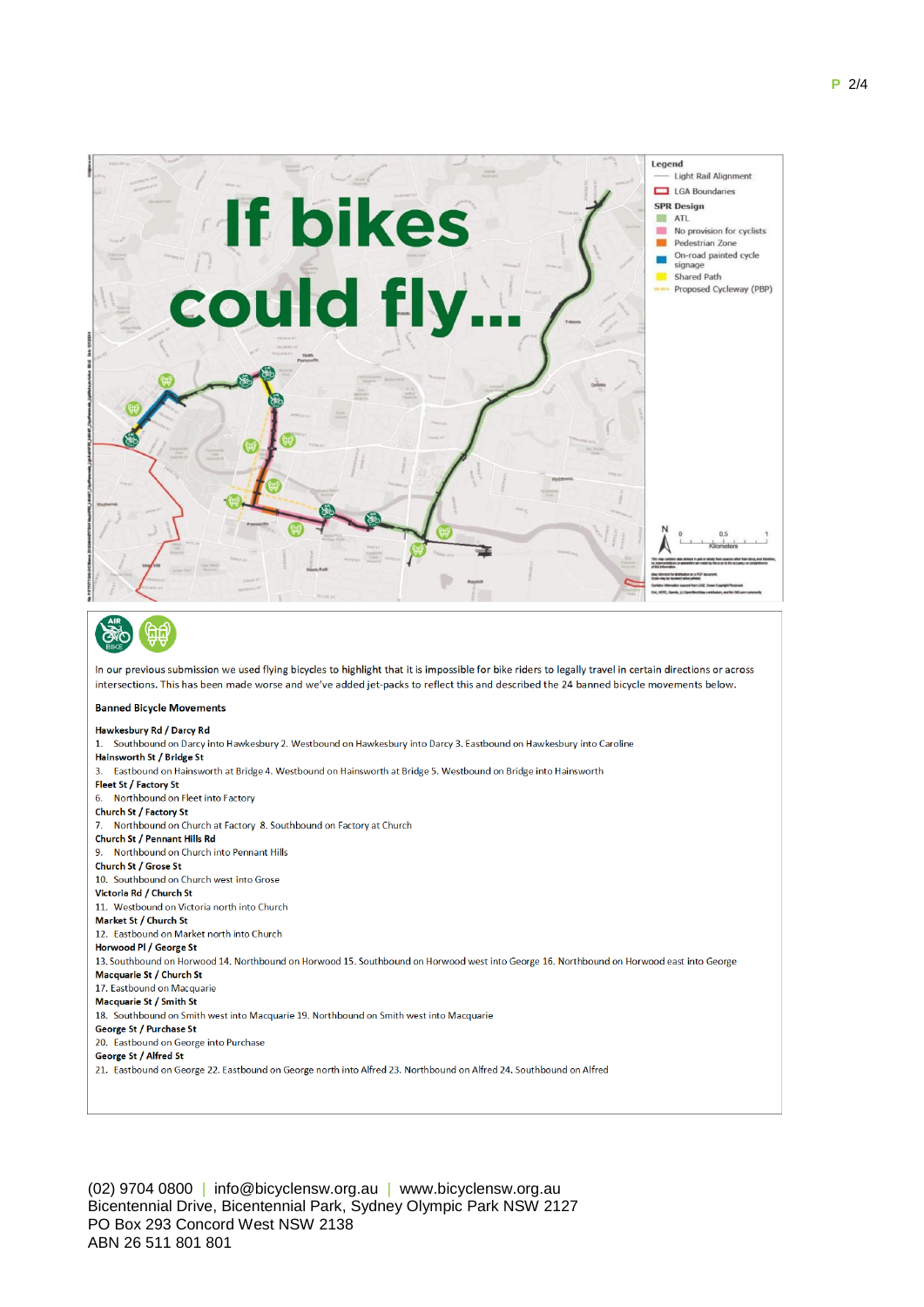# If bikes could fly...

Legend
- Light Rail Alignment
- LGA Boundaries

SPR Design
- ATL
- No provision for cyclists
- Pedestrian Zone
- On-road painted cycle signage
- Shared Path
- Proposed Cycleway (PBP)

In our previous submission we used flying bicycles to highlight that it is impossible for bike riders to legally travel in certain directions or across intersections. This has been made worse and we've added jet-packs to reflect this and described the 24 banned bicycle movements below.

**Banned Bicycle Movements**

**Hawkesbury Rd / Darcy Rd**
1. Southbound on Darcy into Hawkesbury 2. Westbound on Hawkesbury into Darcy 3. Eastbound on Hawkesbury into Caroline

**Hainsworth St / Bridge St**
3. Eastbound on Hainsworth at Bridge 4. Westbound on Hainsworth at Bridge 5. Westbound on Bridge into Hainsworth

**Fleet St / Factory St**
6. Northbound on Fleet into Factory

**Church St / Factory St**
7. Northbound on Church at Factory 8. Southbound on Factory at Church

**Church St / Pennant Hills Rd**
9. Northbound on Church into Pennant Hills

**Church St / Grose St**
10. Southbound on Church west into Grose

**Victoria Rd / Church St**
11. Westbound on Victoria north into Church

**Market St / Church St**
12. Eastbound on Market north into Church

**Horwood Pl / George St**
13. Southbound on Horwood 14. Northbound on Horwood 15. Southbound on Horwood west into George 16. Northbound on Horwood east into George

**Macquarie St / Church St**
17. Eastbound on Macquarie

**Macquarie St / Smith St**
18. Southbound on Smith west into Macquarie 19. Northbound on Smith west into Macquarie

**George St / Purchase St**
20. Eastbound on George into Purchase

**George St / Alfred St**
21. Eastbound on George 22. Eastbound on George north into Alfred 23. Northbound on Alfred 24. Southbound on Alfred

(02) 9704 0800 | info@bicyclensw.org.au | www.bicyclensw.org.au
Bicentennial Drive, Bicentennial Park, Sydney Olympic Park NSW 2127
PO Box 293 Concord West NSW 2138
ABN 26 511 801 801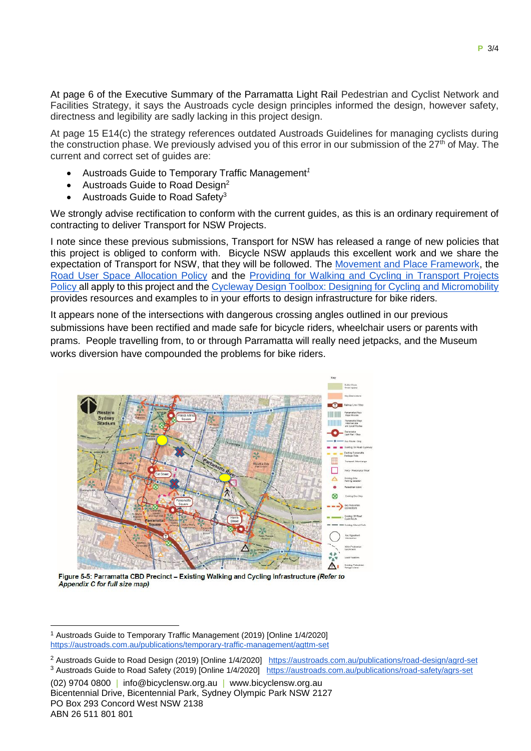At page 6 of the Executive Summary of the Parramatta Light Rail Pedestrian and Cyclist Network and Facilities Strategy, it says the Austroads cycle design principles informed the design, however safety, directness and legibility are sadly lacking in this project design.

At page 15 E14(c) the strategy references outdated Austroads Guidelines for managing cyclists during the construction phase. We previously advised you of this error in our submission of the 27th of May. The current and correct set of guides are:

- Austroads Guide to Temporary Traffic Management[1]
- Austroads Guide to Road Design[2]
- Austroads Guide to Road Safety[3]

We strongly advise rectification to conform with the current guides, as this is an ordinary requirement of contracting to deliver Transport for NSW Projects.

I note since these previous submissions, Transport for NSW has released a range of new policies that this project is obliged to conform with. Bicycle NSW applauds this excellent work and we share the expectation of Transport for NSW, that they will be followed. The Movement and Place Framework, the Road User Space Allocation Policy and the Providing for Walking and Cycling in Transport Projects Policy all apply to this project and the Cycleway Design Toolbox: Designing for Cycling and Micromobility provides resources and examples to in your efforts to design infrastructure for bike riders.

It appears none of the intersections with dangerous crossing angles outlined in our previous submissions have been rectified and made safe for bicycle riders, wheelchair users or parents with prams. People travelling from, to or through Parramatta will really need jetpacks, and the Museum works diversion have compounded the problems for bike riders.

**Figure 5-5: Parramatta CBD Precinct – Existing Walking and Cycling Infrastructure** *(Refer to Appendix C for full size map)*

---

[1] Austroads Guide to Temporary Traffic Management (2019) [Online 1/4/2020] https://austroads.com.au/publications/temporary-traffic-management/agttm-set

[2] Austroads Guide to Road Design (2019) [Online 1/4/2020] https://austroads.com.au/publications/road-design/agrd-set

[3] Austroads Guide to Road Safety (2019) [Online 1/4/2020] https://austroads.com.au/publications/road-safety/agrs-set

(02) 9704 0800 | info@bicyclensw.org.au | www.bicyclensw.org.au
Bicentennial Drive, Bicentennial Park, Sydney Olympic Park NSW 2127
PO Box 293 Concord West NSW 2138
ABN 26 511 801 801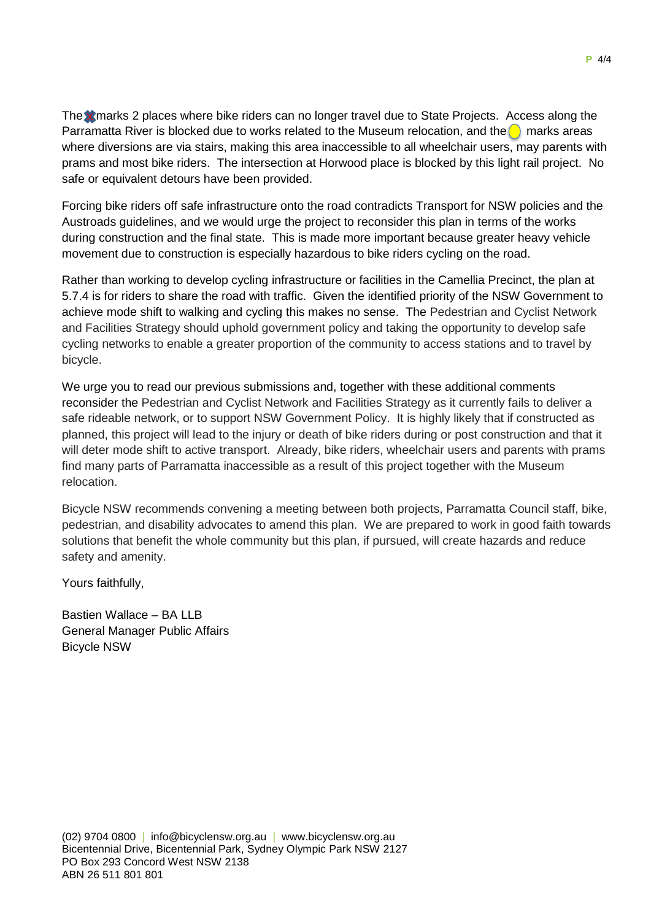The ✖ marks 2 places where bike riders can no longer travel due to State Projects. Access along the Parramatta River is blocked due to works related to the Museum relocation, and the ◯ marks areas where diversions are via stairs, making this area inaccessible to all wheelchair users, may parents with prams and most bike riders. The intersection at Horwood place is blocked by this light rail project. No safe or equivalent detours have been provided.

Forcing bike riders off safe infrastructure onto the road contradicts Transport for NSW policies and the Austroads guidelines, and we would urge the project to reconsider this plan in terms of the works during construction and the final state. This is made more important because greater heavy vehicle movement due to construction is especially hazardous to bike riders cycling on the road.

Rather than working to develop cycling infrastructure or facilities in the Camellia Precinct, the plan at 5.7.4 is for riders to share the road with traffic. Given the identified priority of the NSW Government to achieve mode shift to walking and cycling this makes no sense. The Pedestrian and Cyclist Network and Facilities Strategy should uphold government policy and taking the opportunity to develop safe cycling networks to enable a greater proportion of the community to access stations and to travel by bicycle.

We urge you to read our previous submissions and, together with these additional comments reconsider the Pedestrian and Cyclist Network and Facilities Strategy as it currently fails to deliver a safe rideable network, or to support NSW Government Policy. It is highly likely that if constructed as planned, this project will lead to the injury or death of bike riders during or post construction and that it will deter mode shift to active transport. Already, bike riders, wheelchair users and parents with prams find many parts of Parramatta inaccessible as a result of this project together with the Museum relocation.

Bicycle NSW recommends convening a meeting between both projects, Parramatta Council staff, bike, pedestrian, and disability advocates to amend this plan. We are prepared to work in good faith towards solutions that benefit the whole community but this plan, if pursued, will create hazards and reduce safety and amenity.

Yours faithfully,

Bastien Wallace – BA LLB
General Manager Public Affairs
Bicycle NSW

(02) 9704 0800 | info@bicyclensw.org.au | www.bicyclensw.org.au
Bicentennial Drive, Bicentennial Park, Sydney Olympic Park NSW 2127
PO Box 293 Concord West NSW 2138
ABN 26 511 801 801